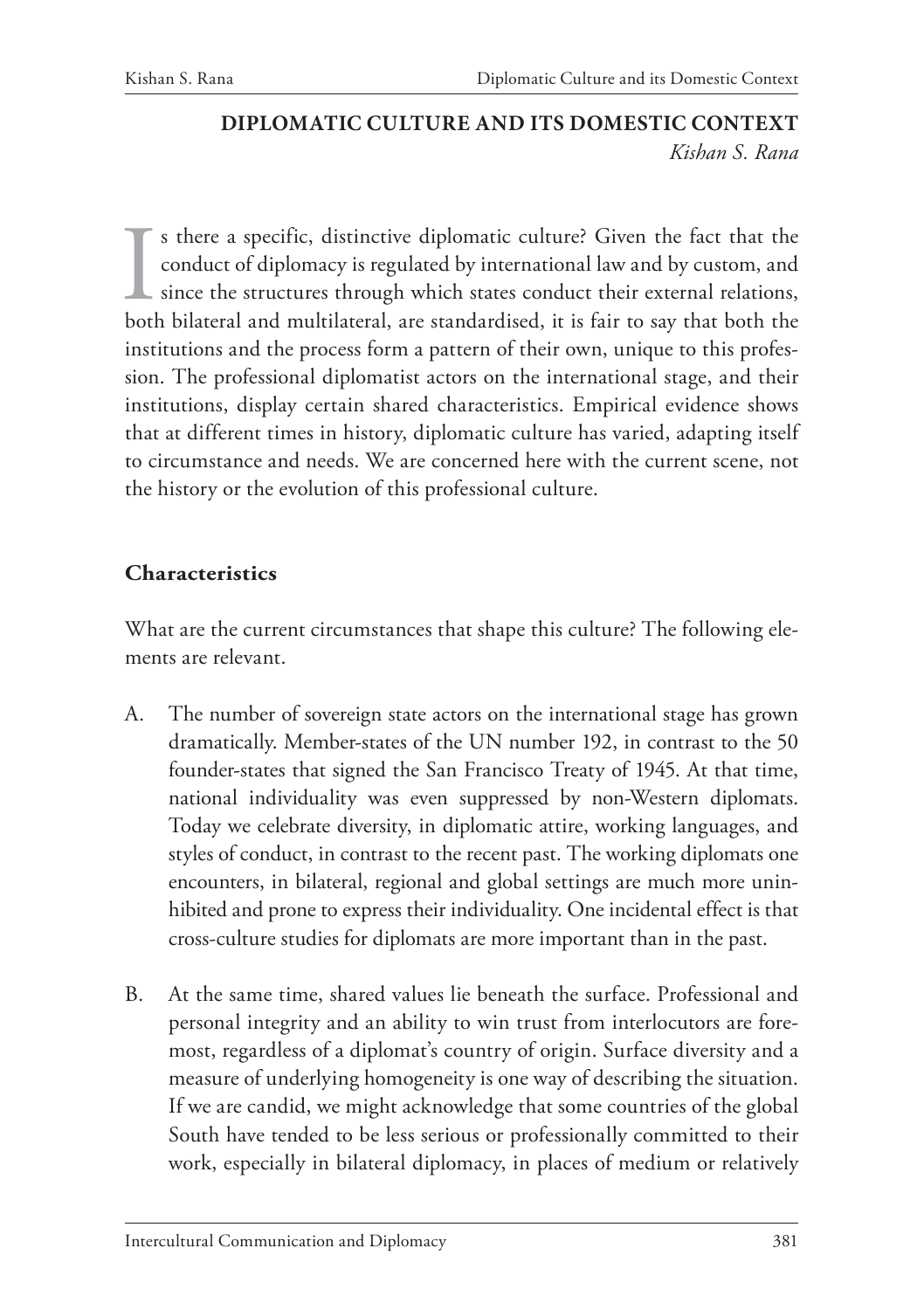# DIPLOMATIC CULTURE AND ITS DOMESTIC CONTEXT

*Kishan S. Rana*

Is there a specific, distinctive diplomatic culture? Given the fact that the conduct of diplomacy is regulated by international law and by custom, and since the structures through which states conduct their external relations, both bilateral and multilateral, are standardised, it is fair to say that both the institutions and the process form a pattern of their own, unique to this profession. The professional diplomatist actors on the international stage, and their institutions, display certain shared characteristics. Empirical evidence shows that at different times in history, diplomatic culture has varied, adapting itself to circumstance and needs. We are concerned here with the current scene, not the history or the evolution of this professional culture.

## Characteristics

What are the current circumstances that shape this culture? The following elements are relevant.

A. The number of sovereign state actors on the international stage has grown dramatically. Member-states of the UN number 192, in contrast to the 50 founder-states that signed the San Francisco Treaty of 1945. At that time, national individuality was even suppressed by non-Western diplomats. Today we celebrate diversity, in diplomatic attire, working languages, and styles of conduct, in contrast to the recent past. The working diplomats one encounters, in bilateral, regional and global settings are much more uninhibited and prone to express their individuality. One incidental effect is that cross-culture studies for diplomats are more important than in the past.

B. At the same time, shared values lie beneath the surface. Professional and personal integrity and an ability to win trust from interlocutors are foremost, regardless of a diplomat's country of origin. Surface diversity and a measure of underlying homogeneity is one way of describing the situation. If we are candid, we might acknowledge that some countries of the global South have tended to be less serious or professionally committed to their work, especially in bilateral diplomacy, in places of medium or relatively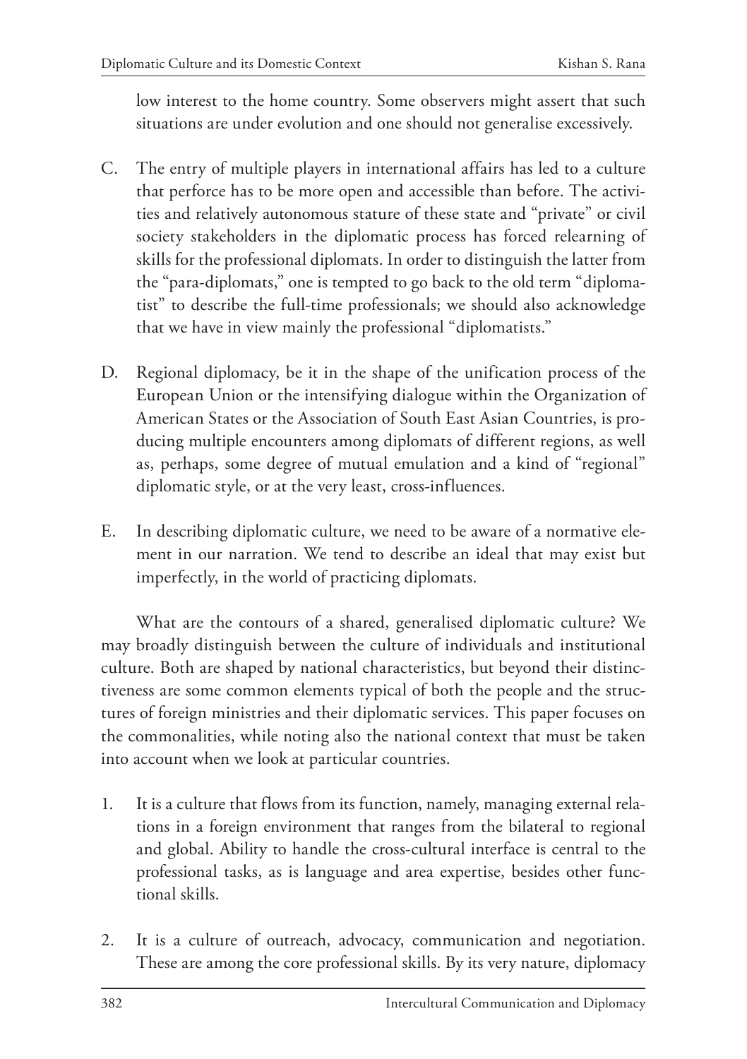low interest to the home country. Some observers might assert that such situations are under evolution and one should not generalise excessively.

C. The entry of multiple players in international affairs has led to a culture that perforce has to be more open and accessible than before. The activities and relatively autonomous stature of these state and "private" or civil society stakeholders in the diplomatic process has forced relearning of skills for the professional diplomats. In order to distinguish the latter from the "para-diplomats," one is tempted to go back to the old term "diplomatist" to describe the full-time professionals; we should also acknowledge that we have in view mainly the professional "diplomatists."

D. Regional diplomacy, be it in the shape of the unification process of the European Union or the intensifying dialogue within the Organization of American States or the Association of South East Asian Countries, is producing multiple encounters among diplomats of different regions, as well as, perhaps, some degree of mutual emulation and a kind of "regional" diplomatic style, or at the very least, cross-influences.

E. In describing diplomatic culture, we need to be aware of a normative element in our narration. We tend to describe an ideal that may exist but imperfectly, in the world of practicing diplomats.

What are the contours of a shared, generalised diplomatic culture? We may broadly distinguish between the culture of individuals and institutional culture. Both are shaped by national characteristics, but beyond their distinctiveness are some common elements typical of both the people and the structures of foreign ministries and their diplomatic services. This paper focuses on the commonalities, while noting also the national context that must be taken into account when we look at particular countries.

1. It is a culture that flows from its function, namely, managing external relations in a foreign environment that ranges from the bilateral to regional and global. Ability to handle the cross-cultural interface is central to the professional tasks, as is language and area expertise, besides other functional skills.

2. It is a culture of outreach, advocacy, communication and negotiation. These are among the core professional skills. By its very nature, diplomacy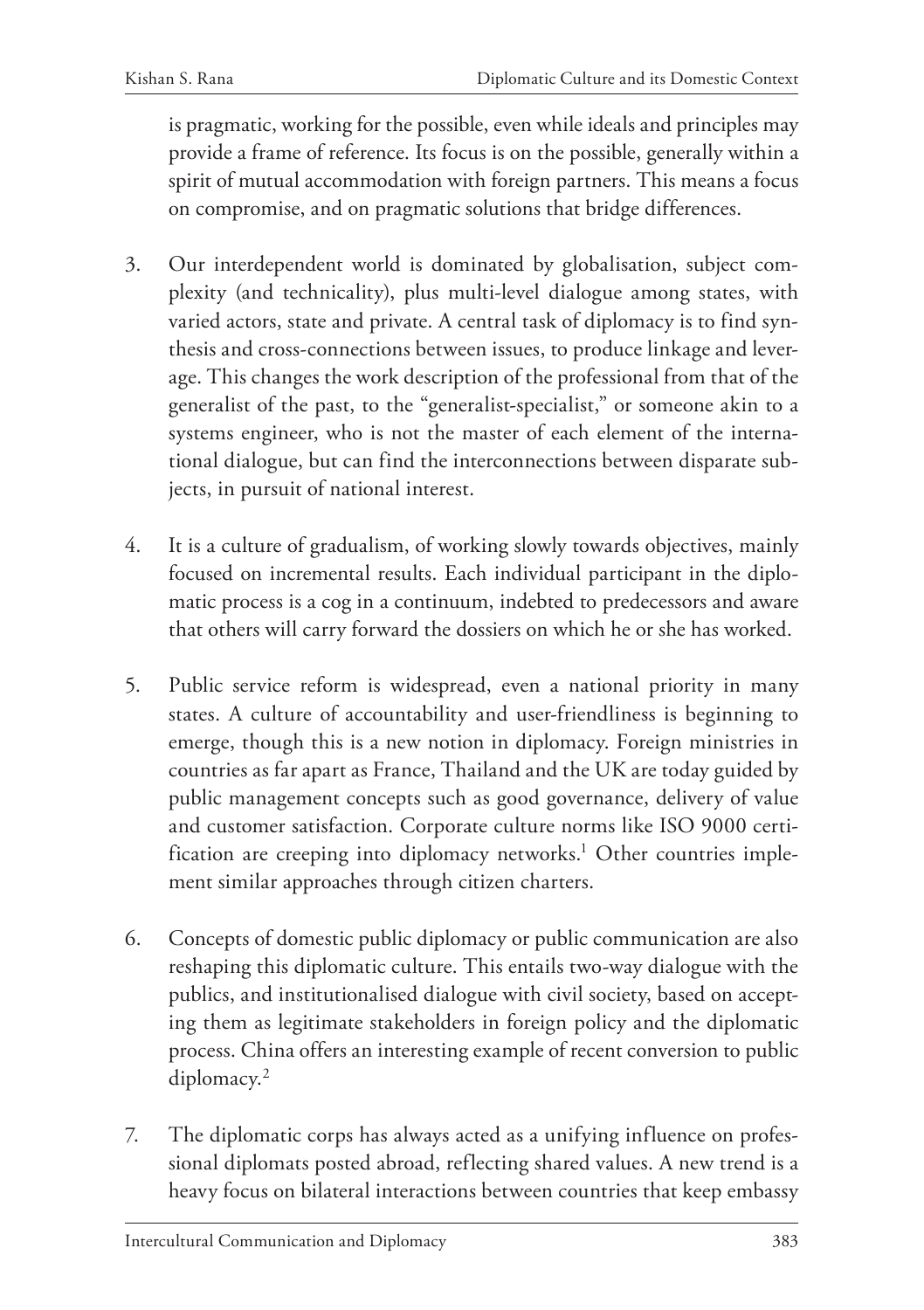is pragmatic, working for the possible, even while ideals and principles may provide a frame of reference. Its focus is on the possible, generally within a spirit of mutual accommodation with foreign partners. This means a focus on compromise, and on pragmatic solutions that bridge differences.

3. Our interdependent world is dominated by globalisation, subject complexity (and technicality), plus multi-level dialogue among states, with varied actors, state and private. A central task of diplomacy is to find synthesis and cross-connections between issues, to produce linkage and leverage. This changes the work description of the professional from that of the generalist of the past, to the "generalist-specialist," or someone akin to a systems engineer, who is not the master of each element of the international dialogue, but can find the interconnections between disparate subjects, in pursuit of national interest.

4. It is a culture of gradualism, of working slowly towards objectives, mainly focused on incremental results. Each individual participant in the diplomatic process is a cog in a continuum, indebted to predecessors and aware that others will carry forward the dossiers on which he or she has worked.

5. Public service reform is widespread, even a national priority in many states. A culture of accountability and user-friendliness is beginning to emerge, though this is a new notion in diplomacy. Foreign ministries in countries as far apart as France, Thailand and the UK are today guided by public management concepts such as good governance, delivery of value and customer satisfaction. Corporate culture norms like ISO 9000 certification are creeping into diplomacy networks.[1] Other countries implement similar approaches through citizen charters.

6. Concepts of domestic public diplomacy or public communication are also reshaping this diplomatic culture. This entails two-way dialogue with the publics, and institutionalised dialogue with civil society, based on accepting them as legitimate stakeholders in foreign policy and the diplomatic process. China offers an interesting example of recent conversion to public diplomacy.[2]

7. The diplomatic corps has always acted as a unifying influence on professional diplomats posted abroad, reflecting shared values. A new trend is a heavy focus on bilateral interactions between countries that keep embassy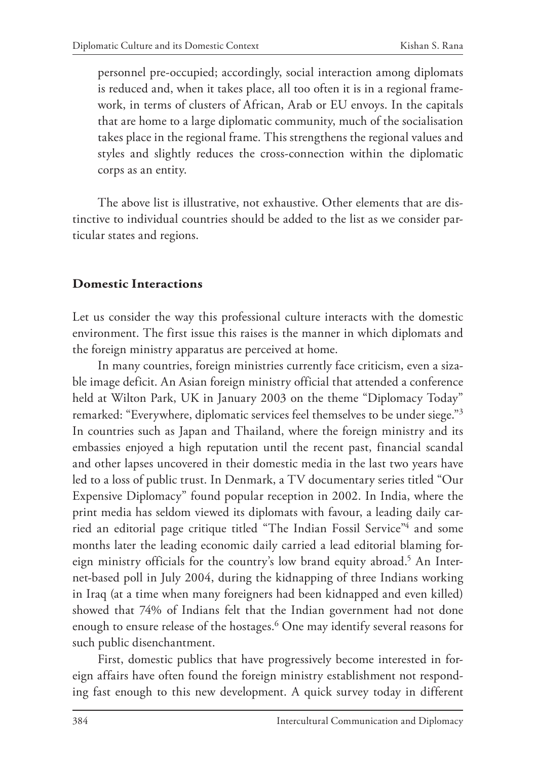personnel pre-occupied; accordingly, social interaction among diplomats is reduced and, when it takes place, all too often it is in a regional framework, in terms of clusters of African, Arab or EU envoys. In the capitals that are home to a large diplomatic community, much of the socialisation takes place in the regional frame. This strengthens the regional values and styles and slightly reduces the cross-connection within the diplomatic corps as an entity.

The above list is illustrative, not exhaustive. Other elements that are distinctive to individual countries should be added to the list as we consider particular states and regions.

## Domestic Interactions

Let us consider the way this professional culture interacts with the domestic environment. The first issue this raises is the manner in which diplomats and the foreign ministry apparatus are perceived at home.

In many countries, foreign ministries currently face criticism, even a sizable image deficit. An Asian foreign ministry official that attended a conference held at Wilton Park, UK in January 2003 on the theme "Diplomacy Today" remarked: "Everywhere, diplomatic services feel themselves to be under siege."[3] In countries such as Japan and Thailand, where the foreign ministry and its embassies enjoyed a high reputation until the recent past, financial scandal and other lapses uncovered in their domestic media in the last two years have led to a loss of public trust. In Denmark, a TV documentary series titled "Our Expensive Diplomacy" found popular reception in 2002. In India, where the print media has seldom viewed its diplomats with favour, a leading daily carried an editorial page critique titled "The Indian Fossil Service"[4] and some months later the leading economic daily carried a lead editorial blaming foreign ministry officials for the country's low brand equity abroad.[5] An Internet-based poll in July 2004, during the kidnapping of three Indians working in Iraq (at a time when many foreigners had been kidnapped and even killed) showed that 74% of Indians felt that the Indian government had not done enough to ensure release of the hostages.[6] One may identify several reasons for such public disenchantment.

First, domestic publics that have progressively become interested in foreign affairs have often found the foreign ministry establishment not responding fast enough to this new development. A quick survey today in different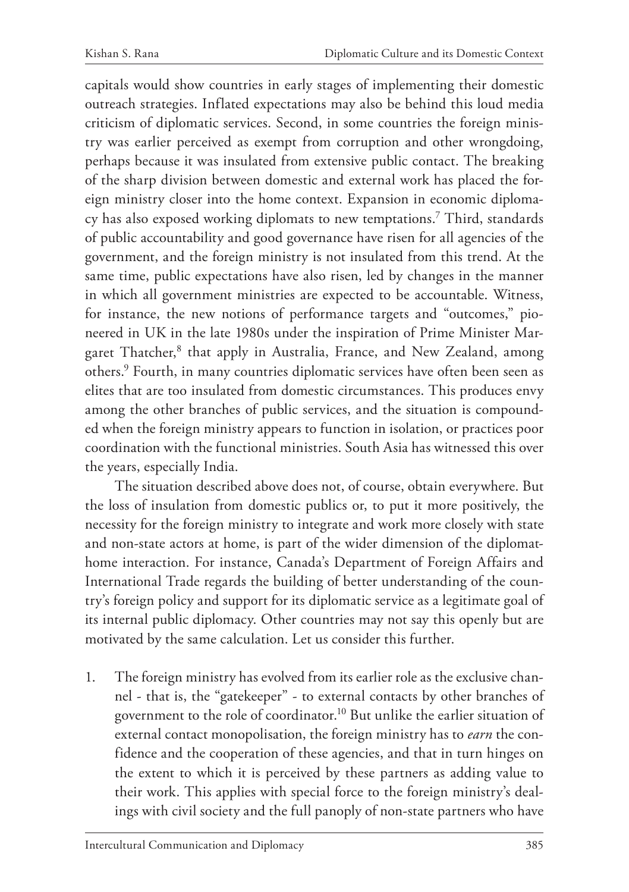capitals would show countries in early stages of implementing their domestic outreach strategies. Inflated expectations may also be behind this loud media criticism of diplomatic services. Second, in some countries the foreign ministry was earlier perceived as exempt from corruption and other wrongdoing, perhaps because it was insulated from extensive public contact. The breaking of the sharp division between domestic and external work has placed the foreign ministry closer into the home context. Expansion in economic diplomacy has also exposed working diplomats to new temptations.[7] Third, standards of public accountability and good governance have risen for all agencies of the government, and the foreign ministry is not insulated from this trend. At the same time, public expectations have also risen, led by changes in the manner in which all government ministries are expected to be accountable. Witness, for instance, the new notions of performance targets and "outcomes," pioneered in UK in the late 1980s under the inspiration of Prime Minister Margaret Thatcher,[8] that apply in Australia, France, and New Zealand, among others.[9] Fourth, in many countries diplomatic services have often been seen as elites that are too insulated from domestic circumstances. This produces envy among the other branches of public services, and the situation is compounded when the foreign ministry appears to function in isolation, or practices poor coordination with the functional ministries. South Asia has witnessed this over the years, especially India.

The situation described above does not, of course, obtain everywhere. But the loss of insulation from domestic publics or, to put it more positively, the necessity for the foreign ministry to integrate and work more closely with state and non-state actors at home, is part of the wider dimension of the diplomat-home interaction. For instance, Canada's Department of Foreign Affairs and International Trade regards the building of better understanding of the country's foreign policy and support for its diplomatic service as a legitimate goal of its internal public diplomacy. Other countries may not say this openly but are motivated by the same calculation. Let us consider this further.

1. The foreign ministry has evolved from its earlier role as the exclusive channel - that is, the "gatekeeper" - to external contacts by other branches of government to the role of coordinator.[10] But unlike the earlier situation of external contact monopolisation, the foreign ministry has to *earn* the confidence and the cooperation of these agencies, and that in turn hinges on the extent to which it is perceived by these partners as adding value to their work. This applies with special force to the foreign ministry's dealings with civil society and the full panoply of non-state partners who have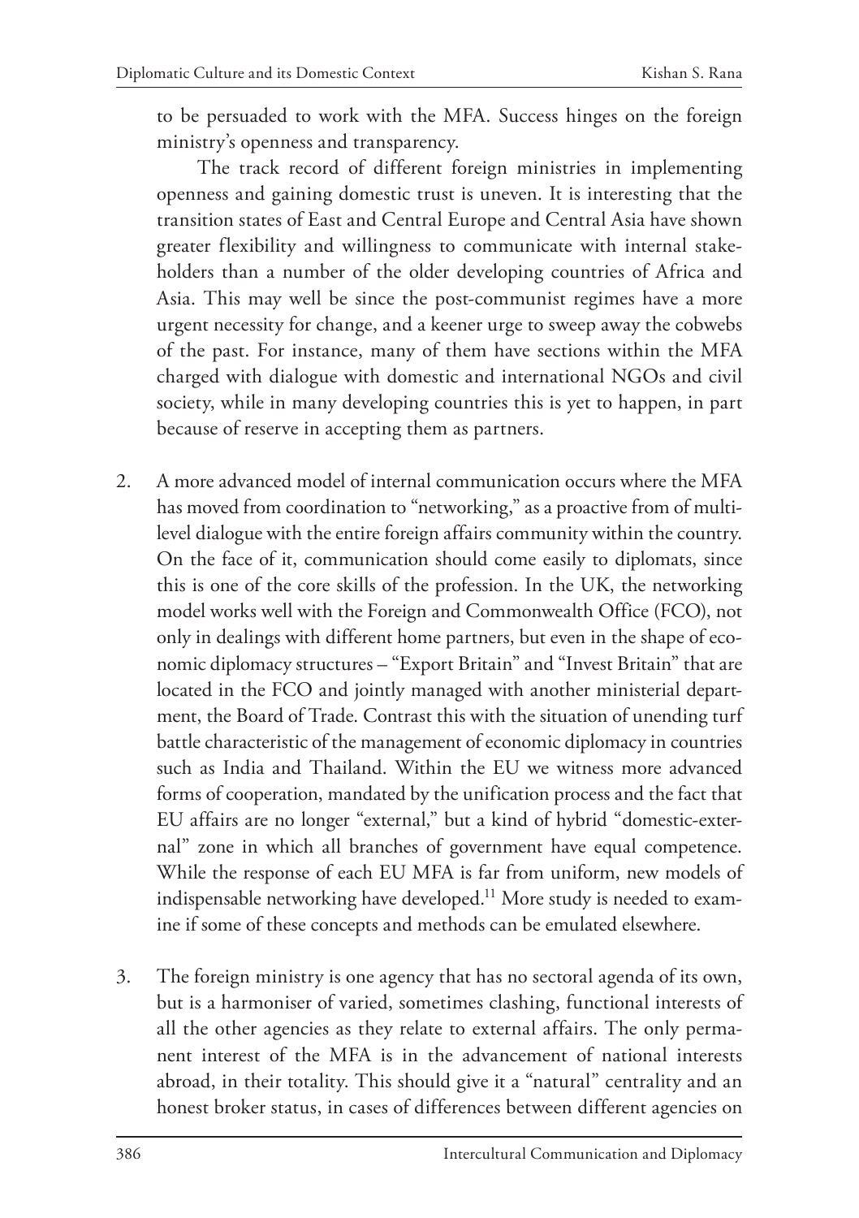to be persuaded to work with the MFA. Success hinges on the foreign ministry's openness and transparency.

The track record of different foreign ministries in implementing openness and gaining domestic trust is uneven. It is interesting that the transition states of East and Central Europe and Central Asia have shown greater flexibility and willingness to communicate with internal stakeholders than a number of the older developing countries of Africa and Asia. This may well be since the post-communist regimes have a more urgent necessity for change, and a keener urge to sweep away the cobwebs of the past. For instance, many of them have sections within the MFA charged with dialogue with domestic and international NGOs and civil society, while in many developing countries this is yet to happen, in part because of reserve in accepting them as partners.

2. A more advanced model of internal communication occurs where the MFA has moved from coordination to "networking," as a proactive from of multi-level dialogue with the entire foreign affairs community within the country. On the face of it, communication should come easily to diplomats, since this is one of the core skills of the profession. In the UK, the networking model works well with the Foreign and Commonwealth Office (FCO), not only in dealings with different home partners, but even in the shape of economic diplomacy structures – "Export Britain" and "Invest Britain" that are located in the FCO and jointly managed with another ministerial department, the Board of Trade. Contrast this with the situation of unending turf battle characteristic of the management of economic diplomacy in countries such as India and Thailand. Within the EU we witness more advanced forms of cooperation, mandated by the unification process and the fact that EU affairs are no longer "external," but a kind of hybrid "domestic-external" zone in which all branches of government have equal competence. While the response of each EU MFA is far from uniform, new models of indispensable networking have developed.[11] More study is needed to examine if some of these concepts and methods can be emulated elsewhere.

3. The foreign ministry is one agency that has no sectoral agenda of its own, but is a harmoniser of varied, sometimes clashing, functional interests of all the other agencies as they relate to external affairs. The only permanent interest of the MFA is in the advancement of national interests abroad, in their totality. This should give it a "natural" centrality and an honest broker status, in cases of differences between different agencies on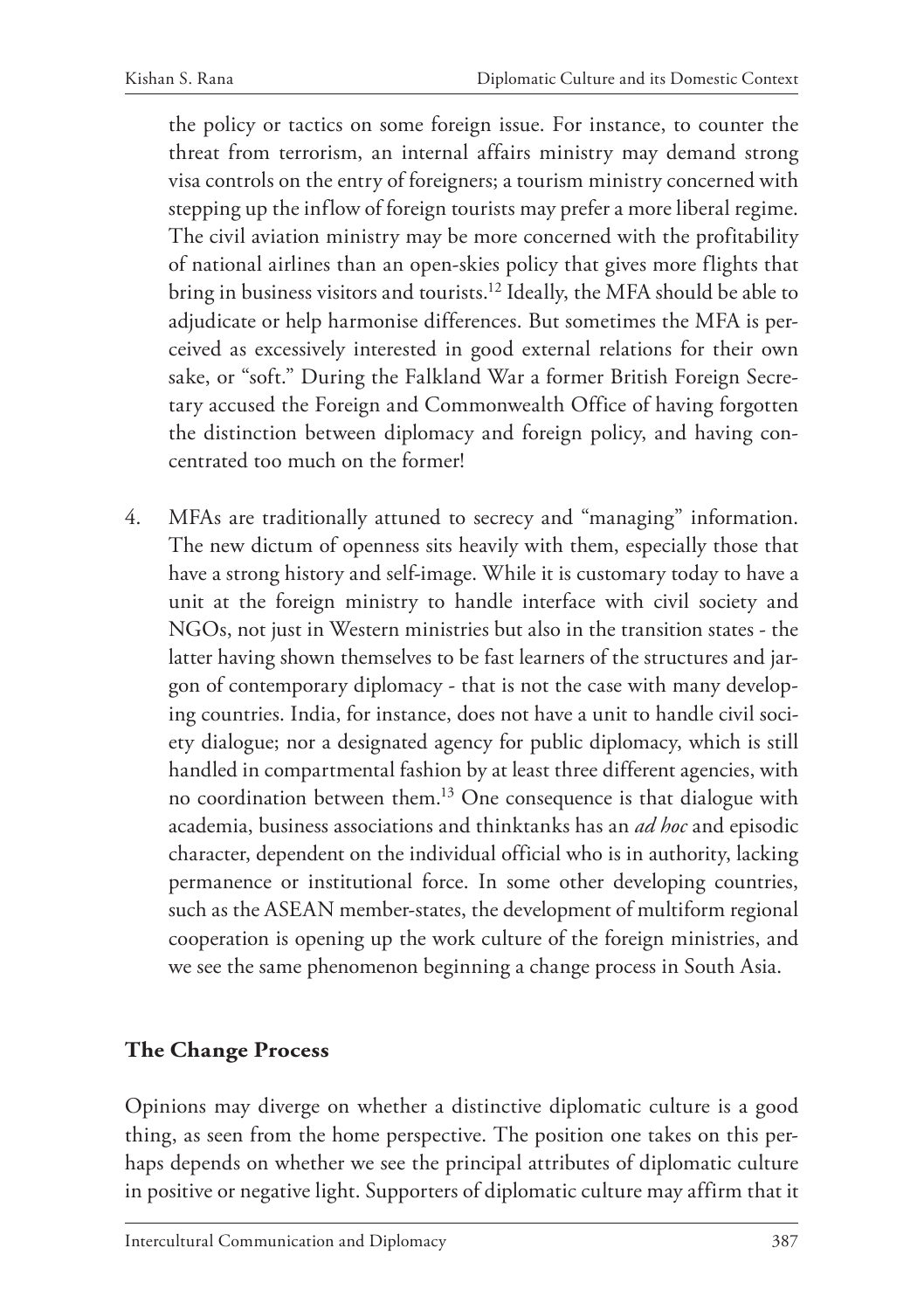the policy or tactics on some foreign issue. For instance, to counter the threat from terrorism, an internal affairs ministry may demand strong visa controls on the entry of foreigners; a tourism ministry concerned with stepping up the inflow of foreign tourists may prefer a more liberal regime. The civil aviation ministry may be more concerned with the profitability of national airlines than an open-skies policy that gives more flights that bring in business visitors and tourists.[12] Ideally, the MFA should be able to adjudicate or help harmonise differences. But sometimes the MFA is perceived as excessively interested in good external relations for their own sake, or "soft." During the Falkland War a former British Foreign Secretary accused the Foreign and Commonwealth Office of having forgotten the distinction between diplomacy and foreign policy, and having concentrated too much on the former!

4. MFAs are traditionally attuned to secrecy and "managing" information. The new dictum of openness sits heavily with them, especially those that have a strong history and self-image. While it is customary today to have a unit at the foreign ministry to handle interface with civil society and NGOs, not just in Western ministries but also in the transition states - the latter having shown themselves to be fast learners of the structures and jargon of contemporary diplomacy - that is not the case with many developing countries. India, for instance, does not have a unit to handle civil society dialogue; nor a designated agency for public diplomacy, which is still handled in compartmental fashion by at least three different agencies, with no coordination between them.[13] One consequence is that dialogue with academia, business associations and thinktanks has an *ad hoc* and episodic character, dependent on the individual official who is in authority, lacking permanence or institutional force. In some other developing countries, such as the ASEAN member-states, the development of multiform regional cooperation is opening up the work culture of the foreign ministries, and we see the same phenomenon beginning a change process in South Asia.

## The Change Process

Opinions may diverge on whether a distinctive diplomatic culture is a good thing, as seen from the home perspective. The position one takes on this perhaps depends on whether we see the principal attributes of diplomatic culture in positive or negative light. Supporters of diplomatic culture may affirm that it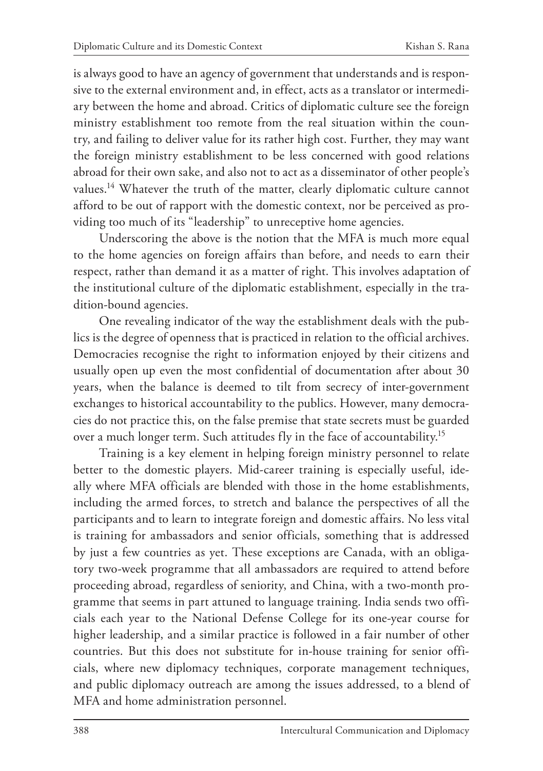is always good to have an agency of government that understands and is responsive to the external environment and, in effect, acts as a translator or intermediary between the home and abroad. Critics of diplomatic culture see the foreign ministry establishment too remote from the real situation within the country, and failing to deliver value for its rather high cost. Further, they may want the foreign ministry establishment to be less concerned with good relations abroad for their own sake, and also not to act as a disseminator of other people's values.[14] Whatever the truth of the matter, clearly diplomatic culture cannot afford to be out of rapport with the domestic context, nor be perceived as providing too much of its "leadership" to unreceptive home agencies.

Underscoring the above is the notion that the MFA is much more equal to the home agencies on foreign affairs than before, and needs to earn their respect, rather than demand it as a matter of right. This involves adaptation of the institutional culture of the diplomatic establishment, especially in the tradition-bound agencies.

One revealing indicator of the way the establishment deals with the publics is the degree of openness that is practiced in relation to the official archives. Democracies recognise the right to information enjoyed by their citizens and usually open up even the most confidential of documentation after about 30 years, when the balance is deemed to tilt from secrecy of inter-government exchanges to historical accountability to the publics. However, many democracies do not practice this, on the false premise that state secrets must be guarded over a much longer term. Such attitudes fly in the face of accountability.[15]

Training is a key element in helping foreign ministry personnel to relate better to the domestic players. Mid-career training is especially useful, ideally where MFA officials are blended with those in the home establishments, including the armed forces, to stretch and balance the perspectives of all the participants and to learn to integrate foreign and domestic affairs. No less vital is training for ambassadors and senior officials, something that is addressed by just a few countries as yet. These exceptions are Canada, with an obligatory two-week programme that all ambassadors are required to attend before proceeding abroad, regardless of seniority, and China, with a two-month programme that seems in part attuned to language training. India sends two officials each year to the National Defense College for its one-year course for higher leadership, and a similar practice is followed in a fair number of other countries. But this does not substitute for in-house training for senior officials, where new diplomacy techniques, corporate management techniques, and public diplomacy outreach are among the issues addressed, to a blend of MFA and home administration personnel.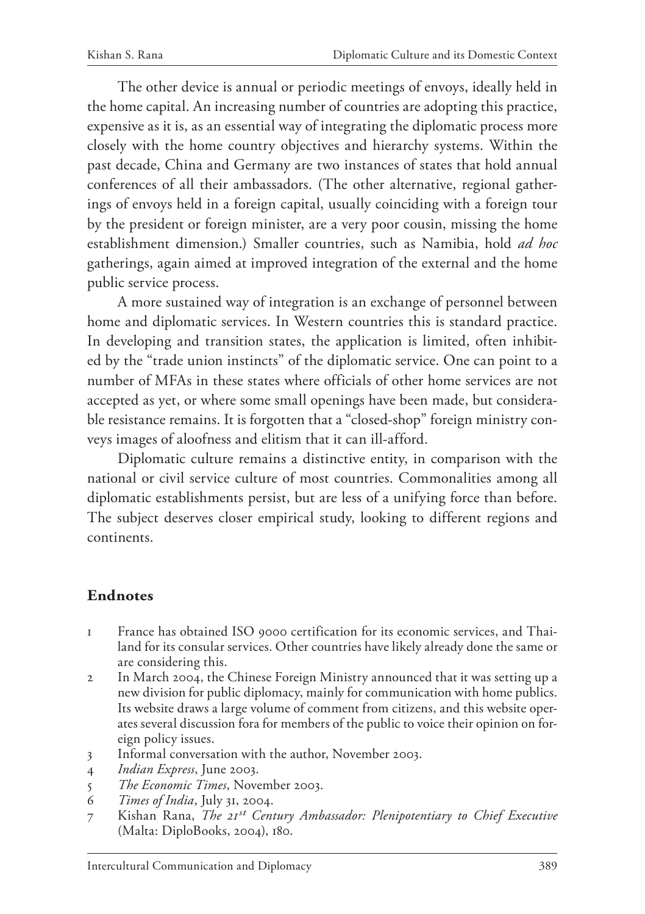The other device is annual or periodic meetings of envoys, ideally held in the home capital. An increasing number of countries are adopting this practice, expensive as it is, as an essential way of integrating the diplomatic process more closely with the home country objectives and hierarchy systems. Within the past decade, China and Germany are two instances of states that hold annual conferences of all their ambassadors. (The other alternative, regional gatherings of envoys held in a foreign capital, usually coinciding with a foreign tour by the president or foreign minister, are a very poor cousin, missing the home establishment dimension.) Smaller countries, such as Namibia, hold *ad hoc* gatherings, again aimed at improved integration of the external and the home public service process.

A more sustained way of integration is an exchange of personnel between home and diplomatic services. In Western countries this is standard practice. In developing and transition states, the application is limited, often inhibited by the "trade union instincts" of the diplomatic service. One can point to a number of MFAs in these states where officials of other home services are not accepted as yet, or where some small openings have been made, but considerable resistance remains. It is forgotten that a "closed-shop" foreign ministry conveys images of aloofness and elitism that it can ill-afford.

Diplomatic culture remains a distinctive entity, in comparison with the national or civil service culture of most countries. Commonalities among all diplomatic establishments persist, but are less of a unifying force than before. The subject deserves closer empirical study, looking to different regions and continents.

## Endnotes

1. France has obtained ISO 9000 certification for its economic services, and Thailand for its consular services. Other countries have likely already done the same or are considering this.
2. In March 2004, the Chinese Foreign Ministry announced that it was setting up a new division for public diplomacy, mainly for communication with home publics. Its website draws a large volume of comment from citizens, and this website operates several discussion fora for members of the public to voice their opinion on foreign policy issues.
3. Informal conversation with the author, November 2003.
4. *Indian Express*, June 2003.
5. *The Economic Times*, November 2003.
6. *Times of India*, July 31, 2004.
7. Kishan Rana, *The 21st Century Ambassador: Plenipotentiary to Chief Executive* (Malta: DiploBooks, 2004), 180.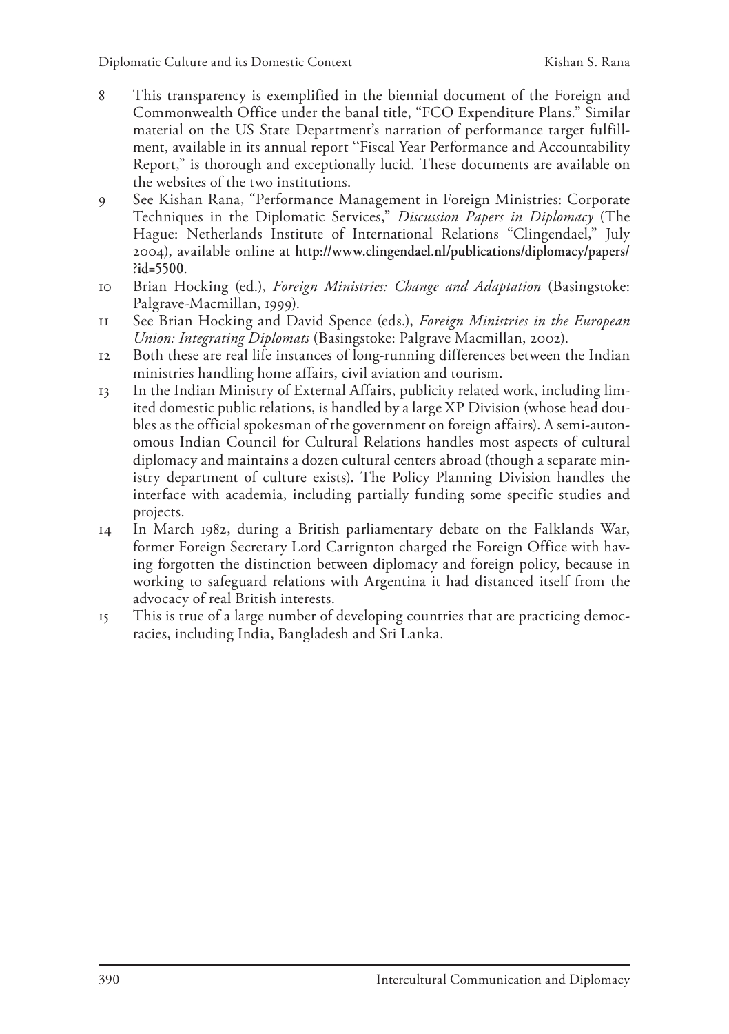8 This transparency is exemplified in the biennial document of the Foreign and Commonwealth Office under the banal title, "FCO Expenditure Plans." Similar material on the US State Department's narration of performance target fulfillment, available in its annual report "Fiscal Year Performance and Accountability Report," is thorough and exceptionally lucid. These documents are available on the websites of the two institutions.

9 See Kishan Rana, "Performance Management in Foreign Ministries: Corporate Techniques in the Diplomatic Services," *Discussion Papers in Diplomacy* (The Hague: Netherlands Institute of International Relations "Clingendael," July 2004), available online at **http://www.clingendael.nl/publications/diplomacy/papers/?id=5500**.

10 Brian Hocking (ed.), *Foreign Ministries: Change and Adaptation* (Basingstoke: Palgrave-Macmillan, 1999).

11 See Brian Hocking and David Spence (eds.), *Foreign Ministries in the European Union: Integrating Diplomats* (Basingstoke: Palgrave Macmillan, 2002).

12 Both these are real life instances of long-running differences between the Indian ministries handling home affairs, civil aviation and tourism.

13 In the Indian Ministry of External Affairs, publicity related work, including limited domestic public relations, is handled by a large XP Division (whose head doubles as the official spokesman of the government on foreign affairs). A semi-autonomous Indian Council for Cultural Relations handles most aspects of cultural diplomacy and maintains a dozen cultural centers abroad (though a separate ministry department of culture exists). The Policy Planning Division handles the interface with academia, including partially funding some specific studies and projects.

14 In March 1982, during a British parliamentary debate on the Falklands War, former Foreign Secretary Lord Carrignton charged the Foreign Office with having forgotten the distinction between diplomacy and foreign policy, because in working to safeguard relations with Argentina it had distanced itself from the advocacy of real British interests.

15 This is true of a large number of developing countries that are practicing democracies, including India, Bangladesh and Sri Lanka.